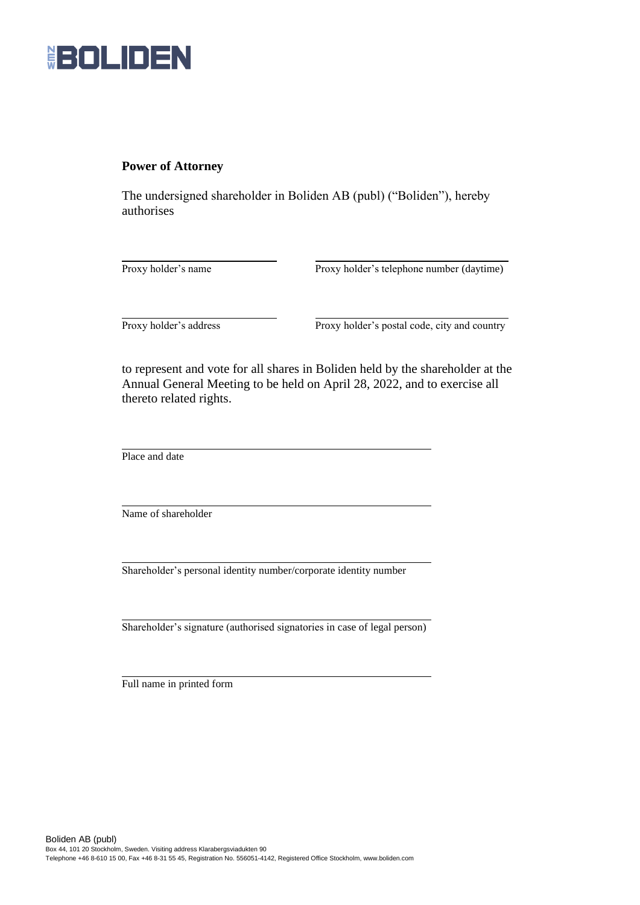**Power of Attorney**

The undersigned shareholder in Boliden AB (publ) ("Boliden"), hereby authorises

| | |
|---|---|
| Proxy holder's name | Proxy holder's telephone number (daytime) |
| Proxy holder's address | Proxy holder's postal code, city and country |

to represent and vote for all shares in Boliden held by the shareholder at the Annual General Meeting to be held on April 28, 2022, and to exercise all thereto related rights.

Place and date

Name of shareholder

Shareholder's personal identity number/corporate identity number

Shareholder's signature (authorised signatories in case of legal person)

Full name in printed form

Boliden AB (publ)
Box 44, 101 20 Stockholm, Sweden. Visiting address Klarabergsviadukten 90
Telephone +46 8-610 15 00, Fax +46 8-31 55 45, Registration No. 556051-4142, Registered Office Stockholm, www.boliden.com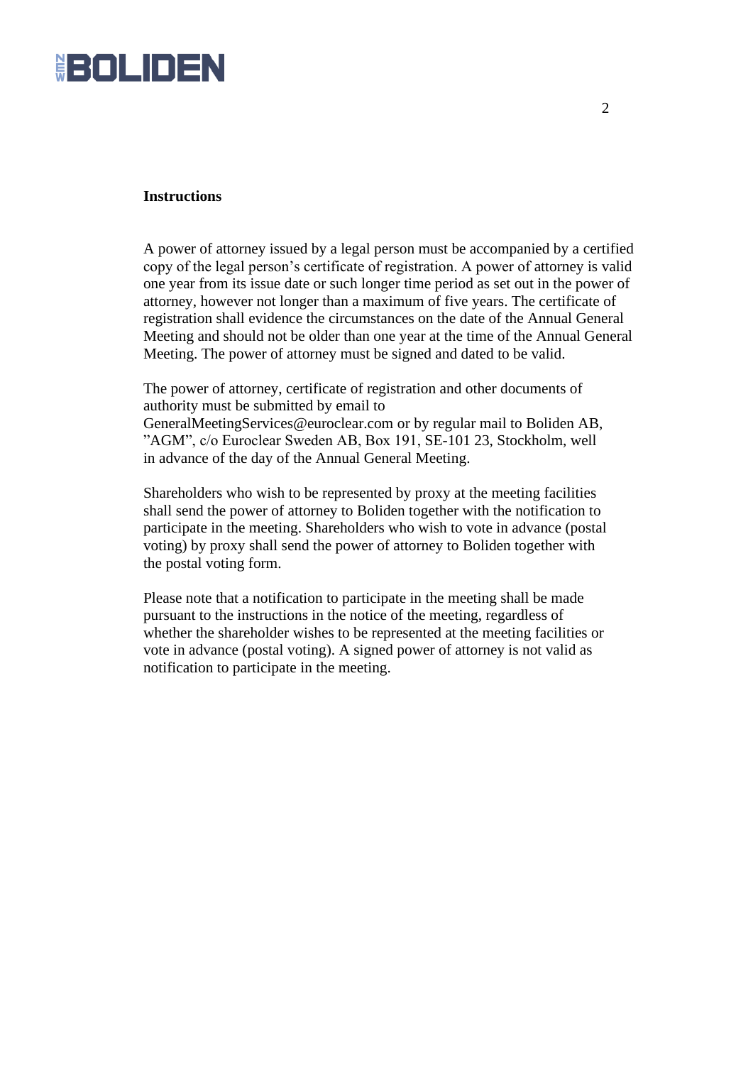**Instructions**

A power of attorney issued by a legal person must be accompanied by a certified copy of the legal person's certificate of registration. A power of attorney is valid one year from its issue date or such longer time period as set out in the power of attorney, however not longer than a maximum of five years. The certificate of registration shall evidence the circumstances on the date of the Annual General Meeting and should not be older than one year at the time of the Annual General Meeting. The power of attorney must be signed and dated to be valid.

The power of attorney, certificate of registration and other documents of authority must be submitted by email to GeneralMeetingServices@euroclear.com or by regular mail to Boliden AB, "AGM", c/o Euroclear Sweden AB, Box 191, SE-101 23, Stockholm, well in advance of the day of the Annual General Meeting.

Shareholders who wish to be represented by proxy at the meeting facilities shall send the power of attorney to Boliden together with the notification to participate in the meeting. Shareholders who wish to vote in advance (postal voting) by proxy shall send the power of attorney to Boliden together with the postal voting form.

Please note that a notification to participate in the meeting shall be made pursuant to the instructions in the notice of the meeting, regardless of whether the shareholder wishes to be represented at the meeting facilities or vote in advance (postal voting). A signed power of attorney is not valid as notification to participate in the meeting.